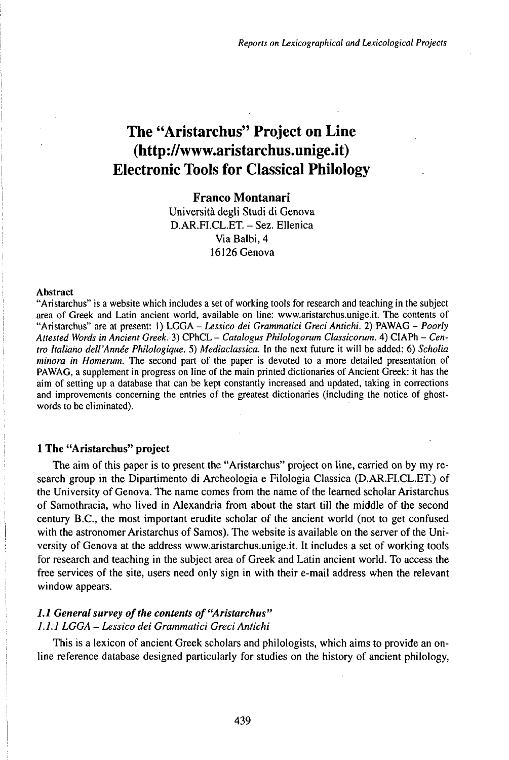# The "Aristarchus" Project on Line (http://www.aristarchus.unige.it) Electronic Tools for Classical Philology

**Franco Montanari**
Università degli Studi di Genova
D.AR.FI.CL.ET. – Sez. Ellenica
Via Balbi, 4
16126 Genova

**Abstract**

"Aristarchus" is a website which includes a set of working tools for research and teaching in the subject area of Greek and Latin ancient world, available on line: www.aristarchus.unige.it. The contents of "Aristarchus" are at present: 1) LGGA – *Lessico dei Grammatici Greci Antichi*. 2) PAWAG – *Poorly Attested Words in Ancient Greek*. 3) CPhCL – *Catalogus Philologorum Classicorum*. 4) CIAPh – *Centro Italiano dell'Année Philologique*. 5) *Mediaclassica*. In the next future it will be added: 6) *Scholia minora in Homerum*. The second part of the paper is devoted to a more detailed presentation of PAWAG, a supplement in progress on line of the main printed dictionaries of Ancient Greek: it has the aim of setting up a database that can be kept constantly increased and updated, taking in corrections and improvements concerning the entries of the greatest dictionaries (including the notice of ghost-words to be eliminated).

## 1 The "Aristarchus" project

The aim of this paper is to present the "Aristarchus" project on line, carried on by my research group in the Dipartimento di Archeologia e Filologia Classica (D.AR.FI.CL.ET.) of the University of Genova. The name comes from the name of the learned scholar Aristarchus of Samothracia, who lived in Alexandria from about the start till the middle of the second century B.C., the most important erudite scholar of the ancient world (not to get confused with the astronomer Aristarchus of Samos). The website is available on the server of the University of Genova at the address www.aristarchus.unige.it. It includes a set of working tools for research and teaching in the subject area of Greek and Latin ancient world. To access the free services of the site, users need only sign in with their e-mail address when the relevant window appears.

### *1.1 General survey of the contents of "Aristarchus"*

#### *1.1.1 LGGA – Lessico dei Grammatici Greci Antichi*

This is a lexicon of ancient Greek scholars and philologists, which aims to provide an on-line reference database designed particularly for studies on the history of ancient philology,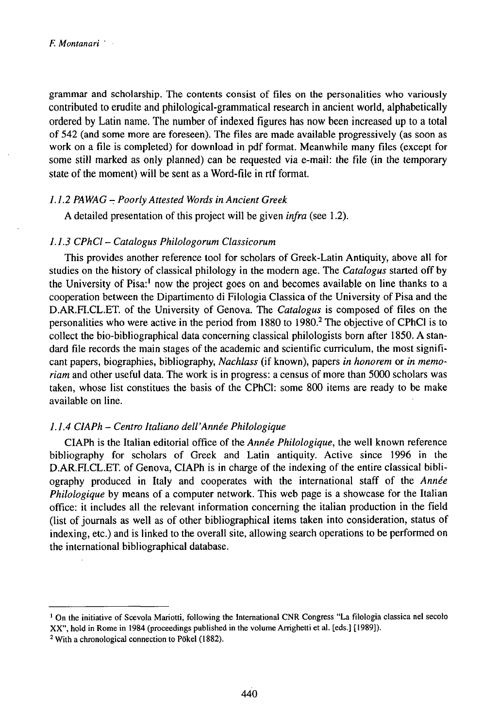grammar and scholarship. The contents consist of files on the personalities who variously contributed to erudite and philological-grammatical research in ancient world, alphabetically ordered by Latin name. The number of indexed figures has now been increased up to a total of 542 (and some more are foreseen). The files are made available progressively (as soon as work on a file is completed) for download in pdf format. Meanwhile many files (except for some still marked as only planned) can be requested via e-mail: the file (in the temporary state of the moment) will be sent as a Word-file in rtf format.

### *1.1.2 PAWAG – Poorly Attested Words in Ancient Greek*

A detailed presentation of this project will be given *infra* (see 1.2).

### *1.1.3 CPhCl – Catalogus Philologorum Classicorum*

This provides another reference tool for scholars of Greek-Latin Antiquity, above all for studies on the history of classical philology in the modern age. The *Catalogus* started off by the University of Pisa:[1] now the project goes on and becomes available on line thanks to a cooperation between the Dipartimento di Filologia Classica of the University of Pisa and the D.AR.FI.CL.ET. of the University of Genova. The *Catalogus* is composed of files on the personalities who were active in the period from 1880 to 1980.[2] The objective of CPhCl is to collect the bio-bibliographical data concerning classical philologists born after 1850. A standard file records the main stages of the academic and scientific curriculum, the most significant papers, biographies, bibliography, *Nachlass* (if known), papers *in honorem* or *in memoriam* and other useful data. The work is in progress: a census of more than 5000 scholars was taken, whose list constitues the basis of the CPhCl: some 800 items are ready to be make available on line.

### *1.1.4 CIAPh – Centro Italiano dell'Année Philologique*

CIAPh is the Italian editorial office of the *Année Philologique*, the well known reference bibliography for scholars of Greek and Latin antiquity. Active since 1996 in the D.AR.FI.CL.ET. of Genova, CIAPh is in charge of the indexing of the entire classical bibliography produced in Italy and cooperates with the international staff of the *Année Philologique* by means of a computer network. This web page is a showcase for the Italian office: it includes all the relevant information concerning the italian production in the field (list of journals as well as of other bibliographical items taken into consideration, status of indexing, etc.) and is linked to the overall site, allowing search operations to be performed on the international bibliographical database.

---

[1] On the initiative of Scevola Mariotti, following the International CNR Congress "La filologia classica nel secolo XX", hold in Rome in 1984 (proceedings published in the volume Arrighetti et al. [eds.] [1989]).

[2] With a chronological connection to Pökel (1882).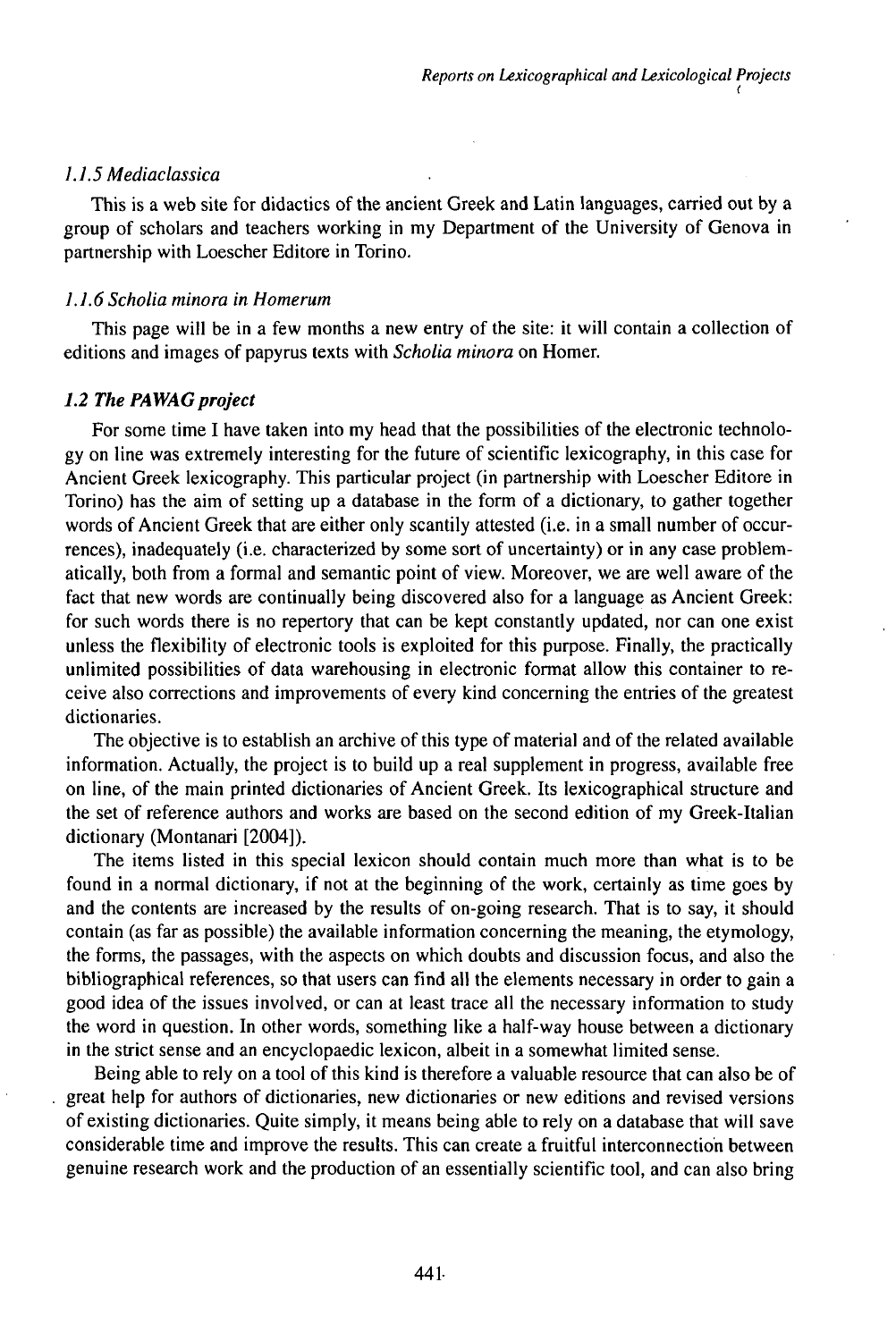### *1.1.5 Mediaclassica*

This is a web site for didactics of the ancient Greek and Latin languages, carried out by a group of scholars and teachers working in my Department of the University of Genova in partnership with Loescher Editore in Torino.

### *1.1.6 Scholia minora in Homerum*

This page will be in a few months a new entry of the site: it will contain a collection of editions and images of papyrus texts with *Scholia minora* on Homer.

### *1.2 The PAWAG project*

For some time I have taken into my head that the possibilities of the electronic technology on line was extremely interesting for the future of scientific lexicography, in this case for Ancient Greek lexicography. This particular project (in partnership with Loescher Editore in Torino) has the aim of setting up a database in the form of a dictionary, to gather together words of Ancient Greek that are either only scantily attested (i.e. in a small number of occurrences), inadequately (i.e. characterized by some sort of uncertainty) or in any case problematically, both from a formal and semantic point of view. Moreover, we are well aware of the fact that new words are continually being discovered also for a language as Ancient Greek: for such words there is no repertory that can be kept constantly updated, nor can one exist unless the flexibility of electronic tools is exploited for this purpose. Finally, the practically unlimited possibilities of data warehousing in electronic format allow this container to receive also corrections and improvements of every kind concerning the entries of the greatest dictionaries.

The objective is to establish an archive of this type of material and of the related available information. Actually, the project is to build up a real supplement in progress, available free on line, of the main printed dictionaries of Ancient Greek. Its lexicographical structure and the set of reference authors and works are based on the second edition of my Greek-Italian dictionary (Montanari [2004]).

The items listed in this special lexicon should contain much more than what is to be found in a normal dictionary, if not at the beginning of the work, certainly as time goes by and the contents are increased by the results of on-going research. That is to say, it should contain (as far as possible) the available information concerning the meaning, the etymology, the forms, the passages, with the aspects on which doubts and discussion focus, and also the bibliographical references, so that users can find all the elements necessary in order to gain a good idea of the issues involved, or can at least trace all the necessary information to study the word in question. In other words, something like a half-way house between a dictionary in the strict sense and an encyclopaedic lexicon, albeit in a somewhat limited sense.

Being able to rely on a tool of this kind is therefore a valuable resource that can also be of great help for authors of dictionaries, new dictionaries or new editions and revised versions of existing dictionaries. Quite simply, it means being able to rely on a database that will save considerable time and improve the results. This can create a fruitful interconnection between genuine research work and the production of an essentially scientific tool, and can also bring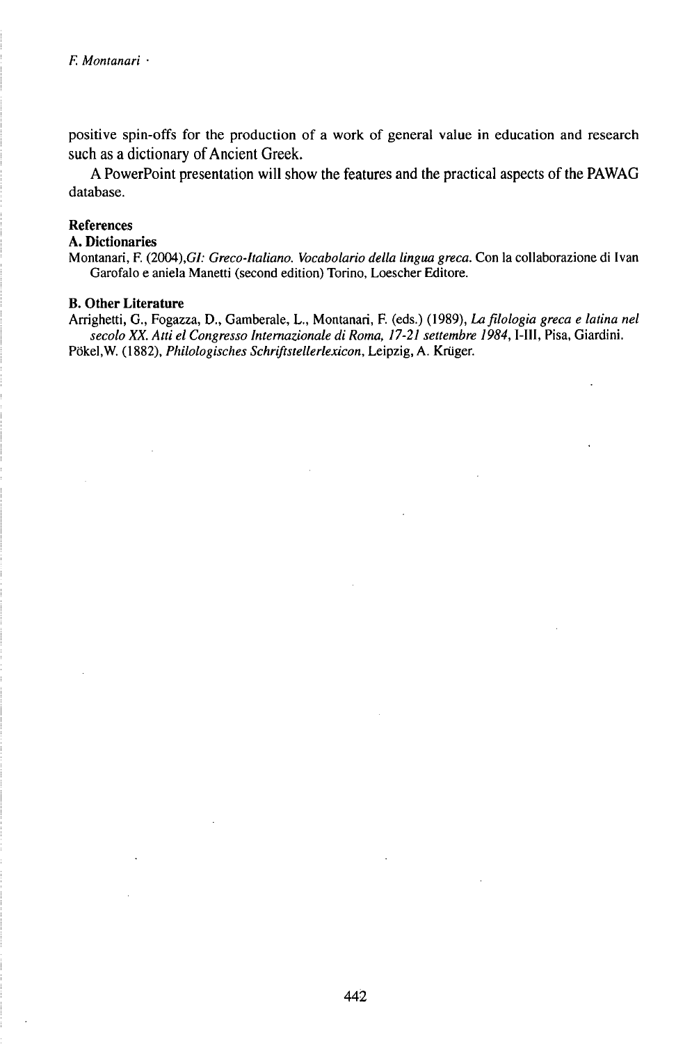positive spin-offs for the production of a work of general value in education and research such as a dictionary of Ancient Greek.

A PowerPoint presentation will show the features and the practical aspects of the PAWAG database.

**References**

**A. Dictionaries**

Montanari, F. (2004),*GI: Greco-Italiano. Vocabolario della lingua greca.* Con la collaborazione di Ivan Garofalo e aniela Manetti (second edition) Torino, Loescher Editore.

**B. Other Literature**

Arrighetti, G., Fogazza, D., Gamberale, L., Montanari, F. (eds.) (1989), *La filologia greca e latina nel secolo XX. Atti el Congresso Internazionale di Roma, 17-21 settembre 1984*, I-III, Pisa, Giardini.

Pökel,W. (1882), *Philologisches Schriftstellerlexicon*, Leipzig, A. Krüger.